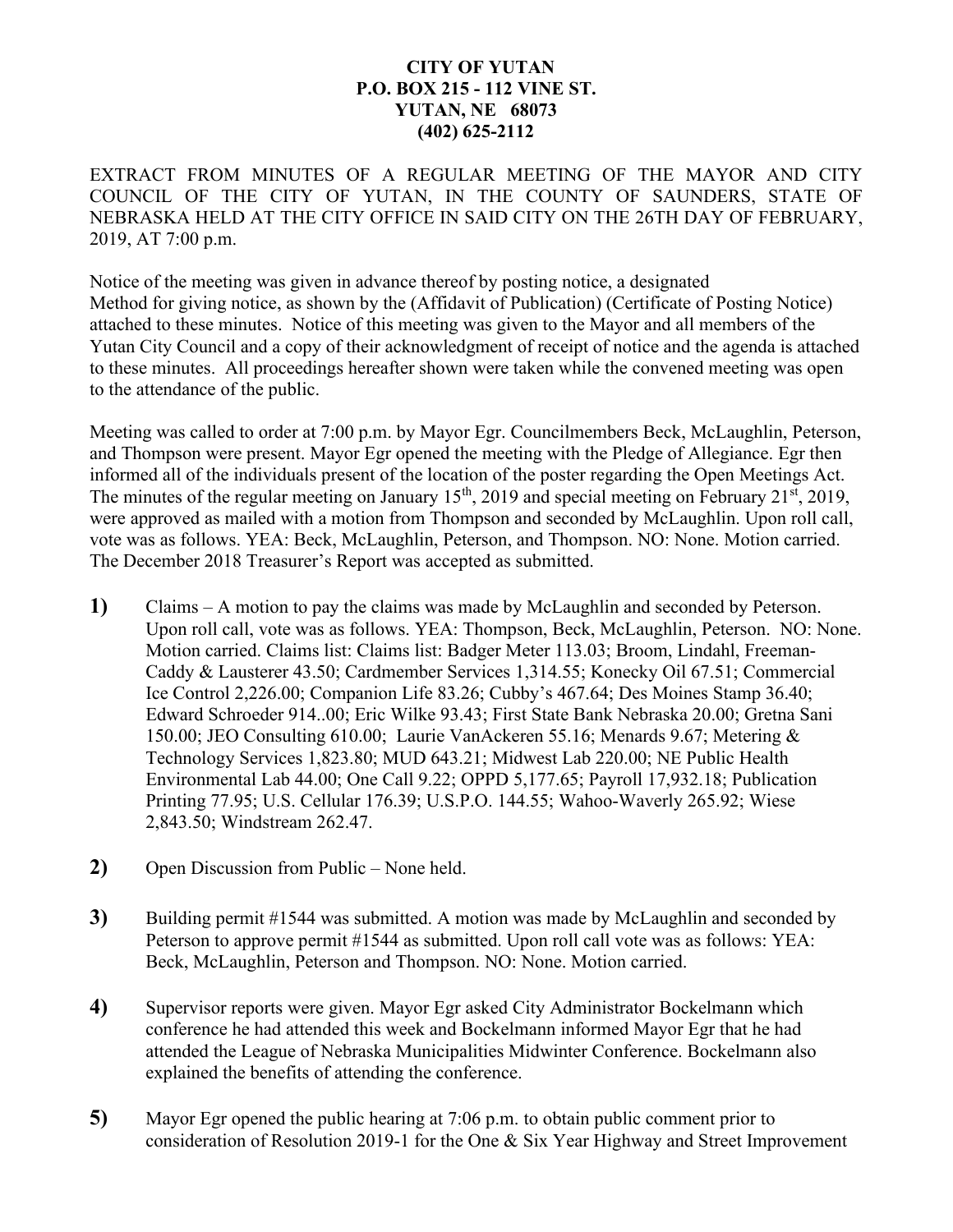**CITY OF YUTAN**
**P.O. BOX 215 - 112 VINE ST.**
**YUTAN, NE 68073**
**(402) 625-2112**

EXTRACT FROM MINUTES OF A REGULAR MEETING OF THE MAYOR AND CITY COUNCIL OF THE CITY OF YUTAN, IN THE COUNTY OF SAUNDERS, STATE OF NEBRASKA HELD AT THE CITY OFFICE IN SAID CITY ON THE 26TH DAY OF FEBRUARY, 2019, AT 7:00 p.m.

Notice of the meeting was given in advance thereof by posting notice, a designated Method for giving notice, as shown by the (Affidavit of Publication) (Certificate of Posting Notice) attached to these minutes. Notice of this meeting was given to the Mayor and all members of the Yutan City Council and a copy of their acknowledgment of receipt of notice and the agenda is attached to these minutes. All proceedings hereafter shown were taken while the convened meeting was open to the attendance of the public.

Meeting was called to order at 7:00 p.m. by Mayor Egr. Councilmembers Beck, McLaughlin, Peterson, and Thompson were present. Mayor Egr opened the meeting with the Pledge of Allegiance. Egr then informed all of the individuals present of the location of the poster regarding the Open Meetings Act. The minutes of the regular meeting on January 15th, 2019 and special meeting on February 21st, 2019, were approved as mailed with a motion from Thompson and seconded by McLaughlin. Upon roll call, vote was as follows. YEA: Beck, McLaughlin, Peterson, and Thompson. NO: None. Motion carried. The December 2018 Treasurer's Report was accepted as submitted.

**1)** Claims – A motion to pay the claims was made by McLaughlin and seconded by Peterson. Upon roll call, vote was as follows. YEA: Thompson, Beck, McLaughlin, Peterson. NO: None. Motion carried. Claims list: Claims list: Badger Meter 113.03; Broom, Lindahl, Freeman-Caddy & Lausterer 43.50; Cardmember Services 1,314.55; Konecky Oil 67.51; Commercial Ice Control 2,226.00; Companion Life 83.26; Cubby's 467.64; Des Moines Stamp 36.40; Edward Schroeder 914..00; Eric Wilke 93.43; First State Bank Nebraska 20.00; Gretna Sani 150.00; JEO Consulting 610.00; Laurie VanAckeren 55.16; Menards 9.67; Metering & Technology Services 1,823.80; MUD 643.21; Midwest Lab 220.00; NE Public Health Environmental Lab 44.00; One Call 9.22; OPPD 5,177.65; Payroll 17,932.18; Publication Printing 77.95; U.S. Cellular 176.39; U.S.P.O. 144.55; Wahoo-Waverly 265.92; Wiese 2,843.50; Windstream 262.47.

**2)** Open Discussion from Public – None held.

**3)** Building permit #1544 was submitted. A motion was made by McLaughlin and seconded by Peterson to approve permit #1544 as submitted. Upon roll call vote was as follows: YEA: Beck, McLaughlin, Peterson and Thompson. NO: None. Motion carried.

**4)** Supervisor reports were given. Mayor Egr asked City Administrator Bockelmann which conference he had attended this week and Bockelmann informed Mayor Egr that he had attended the League of Nebraska Municipalities Midwinter Conference. Bockelmann also explained the benefits of attending the conference.

**5)** Mayor Egr opened the public hearing at 7:06 p.m. to obtain public comment prior to consideration of Resolution 2019-1 for the One & Six Year Highway and Street Improvement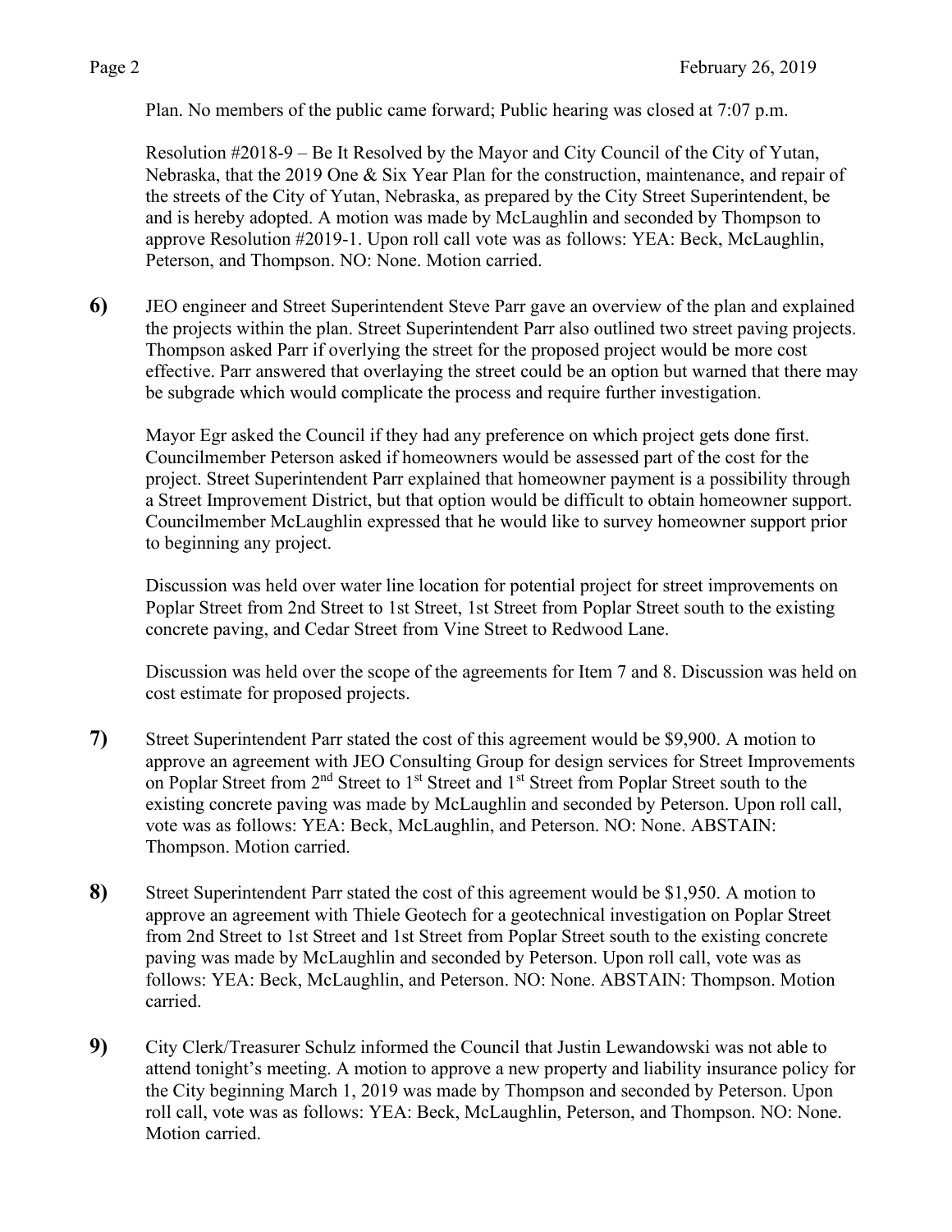Plan. No members of the public came forward; Public hearing was closed at 7:07 p.m.

Resolution #2018-9 – Be It Resolved by the Mayor and City Council of the City of Yutan, Nebraska, that the 2019 One & Six Year Plan for the construction, maintenance, and repair of the streets of the City of Yutan, Nebraska, as prepared by the City Street Superintendent, be and is hereby adopted. A motion was made by McLaughlin and seconded by Thompson to approve Resolution #2019-1. Upon roll call vote was as follows: YEA: Beck, McLaughlin, Peterson, and Thompson. NO: None. Motion carried.

**6)** JEO engineer and Street Superintendent Steve Parr gave an overview of the plan and explained the projects within the plan. Street Superintendent Parr also outlined two street paving projects. Thompson asked Parr if overlying the street for the proposed project would be more cost effective. Parr answered that overlaying the street could be an option but warned that there may be subgrade which would complicate the process and require further investigation.

Mayor Egr asked the Council if they had any preference on which project gets done first. Councilmember Peterson asked if homeowners would be assessed part of the cost for the project. Street Superintendent Parr explained that homeowner payment is a possibility through a Street Improvement District, but that option would be difficult to obtain homeowner support. Councilmember McLaughlin expressed that he would like to survey homeowner support prior to beginning any project.

Discussion was held over water line location for potential project for street improvements on Poplar Street from 2nd Street to 1st Street, 1st Street from Poplar Street south to the existing concrete paving, and Cedar Street from Vine Street to Redwood Lane.

Discussion was held over the scope of the agreements for Item 7 and 8. Discussion was held on cost estimate for proposed projects.

**7)** Street Superintendent Parr stated the cost of this agreement would be $9,900. A motion to approve an agreement with JEO Consulting Group for design services for Street Improvements on Poplar Street from 2nd Street to 1st Street and 1st Street from Poplar Street south to the existing concrete paving was made by McLaughlin and seconded by Peterson. Upon roll call, vote was as follows: YEA: Beck, McLaughlin, and Peterson. NO: None. ABSTAIN: Thompson. Motion carried.

**8)** Street Superintendent Parr stated the cost of this agreement would be $1,950. A motion to approve an agreement with Thiele Geotech for a geotechnical investigation on Poplar Street from 2nd Street to 1st Street and 1st Street from Poplar Street south to the existing concrete paving was made by McLaughlin and seconded by Peterson. Upon roll call, vote was as follows: YEA: Beck, McLaughlin, and Peterson. NO: None. ABSTAIN: Thompson. Motion carried.

**9)** City Clerk/Treasurer Schulz informed the Council that Justin Lewandowski was not able to attend tonight's meeting. A motion to approve a new property and liability insurance policy for the City beginning March 1, 2019 was made by Thompson and seconded by Peterson. Upon roll call, vote was as follows: YEA: Beck, McLaughlin, Peterson, and Thompson. NO: None. Motion carried.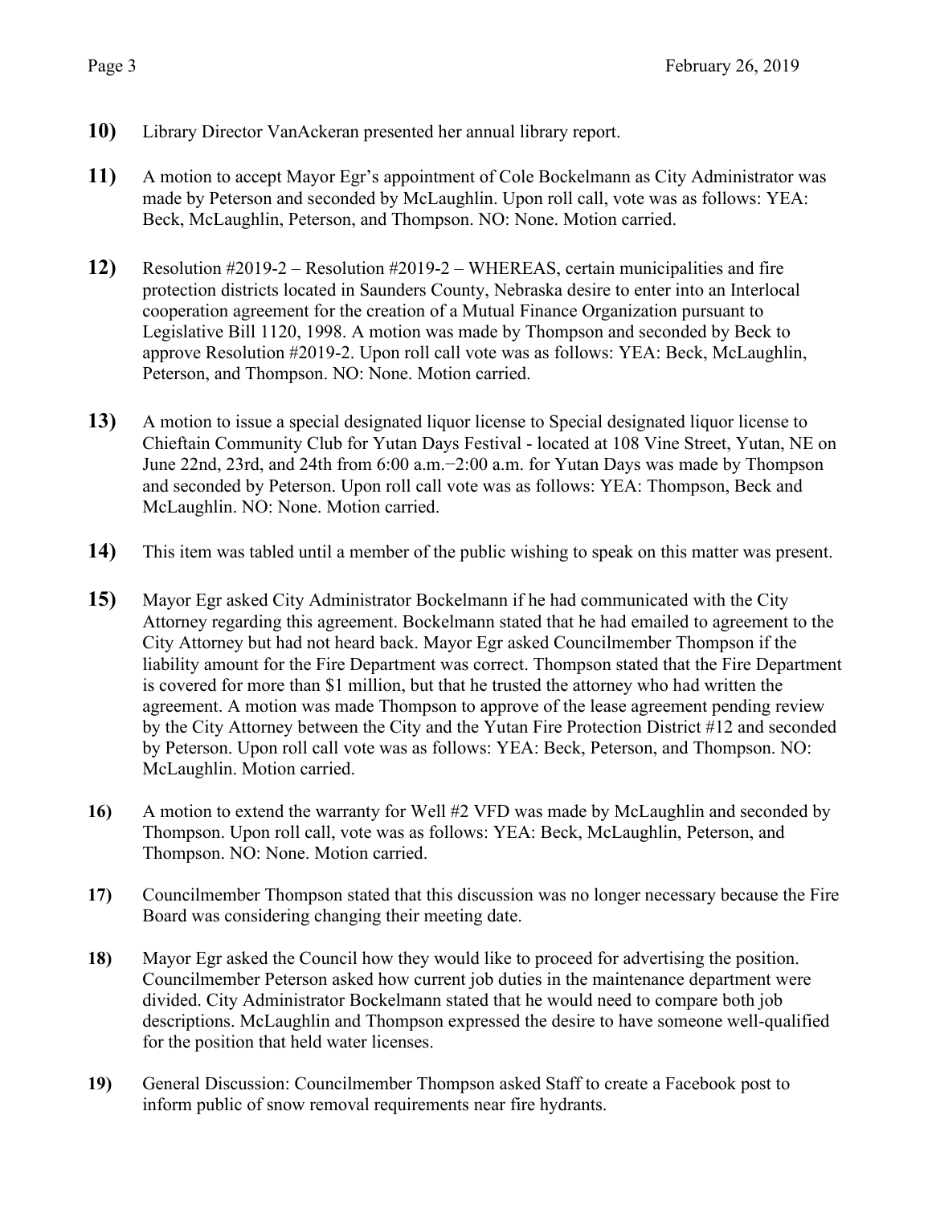**10)** Library Director VanAckeran presented her annual library report.

**11)** A motion to accept Mayor Egr's appointment of Cole Bockelmann as City Administrator was made by Peterson and seconded by McLaughlin. Upon roll call, vote was as follows: YEA: Beck, McLaughlin, Peterson, and Thompson. NO: None. Motion carried.

**12)** Resolution #2019-2 – Resolution #2019-2 – WHEREAS, certain municipalities and fire protection districts located in Saunders County, Nebraska desire to enter into an Interlocal cooperation agreement for the creation of a Mutual Finance Organization pursuant to Legislative Bill 1120, 1998. A motion was made by Thompson and seconded by Beck to approve Resolution #2019-2. Upon roll call vote was as follows: YEA: Beck, McLaughlin, Peterson, and Thompson. NO: None. Motion carried.

**13)** A motion to issue a special designated liquor license to Special designated liquor license to Chieftain Community Club for Yutan Days Festival - located at 108 Vine Street, Yutan, NE on June 22nd, 23rd, and 24th from 6:00 a.m.−2:00 a.m. for Yutan Days was made by Thompson and seconded by Peterson. Upon roll call vote was as follows: YEA: Thompson, Beck and McLaughlin. NO: None. Motion carried.

**14)** This item was tabled until a member of the public wishing to speak on this matter was present.

**15)** Mayor Egr asked City Administrator Bockelmann if he had communicated with the City Attorney regarding this agreement. Bockelmann stated that he had emailed to agreement to the City Attorney but had not heard back. Mayor Egr asked Councilmember Thompson if the liability amount for the Fire Department was correct. Thompson stated that the Fire Department is covered for more than $1 million, but that he trusted the attorney who had written the agreement. A motion was made Thompson to approve of the lease agreement pending review by the City Attorney between the City and the Yutan Fire Protection District #12 and seconded by Peterson. Upon roll call vote was as follows: YEA: Beck, Peterson, and Thompson. NO: McLaughlin. Motion carried.

**16)** A motion to extend the warranty for Well #2 VFD was made by McLaughlin and seconded by Thompson. Upon roll call, vote was as follows: YEA: Beck, McLaughlin, Peterson, and Thompson. NO: None. Motion carried.

**17)** Councilmember Thompson stated that this discussion was no longer necessary because the Fire Board was considering changing their meeting date.

**18)** Mayor Egr asked the Council how they would like to proceed for advertising the position. Councilmember Peterson asked how current job duties in the maintenance department were divided. City Administrator Bockelmann stated that he would need to compare both job descriptions. McLaughlin and Thompson expressed the desire to have someone well-qualified for the position that held water licenses.

**19)** General Discussion: Councilmember Thompson asked Staff to create a Facebook post to inform public of snow removal requirements near fire hydrants.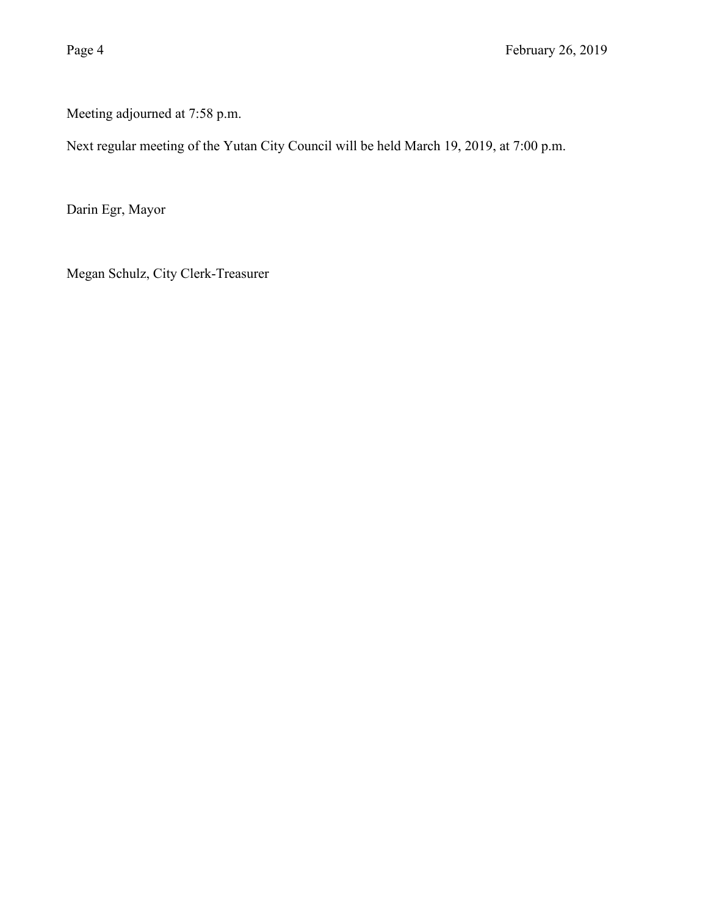Meeting adjourned at 7:58 p.m.

Next regular meeting of the Yutan City Council will be held March 19, 2019, at 7:00 p.m.

Darin Egr, Mayor

Megan Schulz, City Clerk-Treasurer